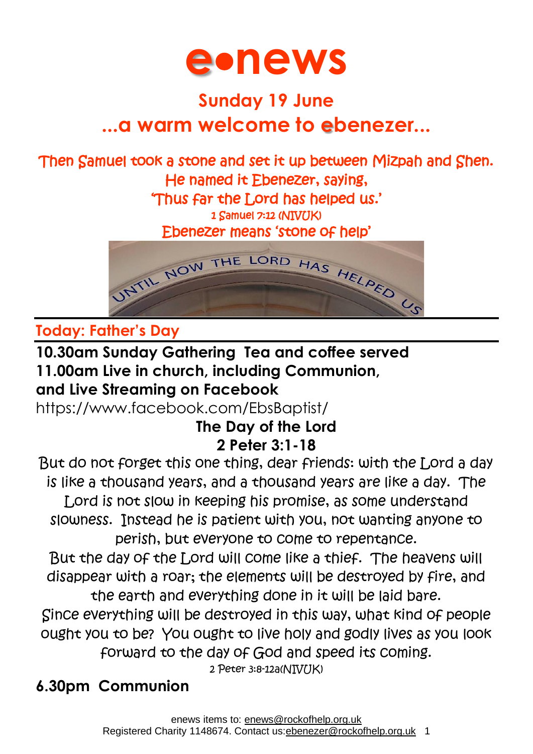# e•news

## Sunday 19 June

## ...a warm welcome to ebenezer...

Then Samuel took a stone and set it up between Mizpah and Shen.
He named it Ebenezer, saying,
'Thus far the Lord has helped us.'
1 Samuel 7:12 (NIVUK)
Ebenezer means 'stone of help'

UNTIL NOW THE LORD HAS HELPED US

## Today: Father's Day

**10.30am Sunday Gathering Tea and coffee served**
**11.00am Live in church, including Communion, and Live Streaming on Facebook**
https://www.facebook.com/EbsBaptist/

**The Day of the Lord**
**2 Peter 3:1-18**

But do not forget this one thing, dear friends: with the Lord a day is like a thousand years, and a thousand years are like a day. The Lord is not slow in keeping his promise, as some understand slowness. Instead he is patient with you, not wanting anyone to perish, but everyone to come to repentance.
But the day of the Lord will come like a thief. The heavens will disappear with a roar; the elements will be destroyed by fire, and the earth and everything done in it will be laid bare.
Since everything will be destroyed in this way, what kind of people ought you to be? You ought to live holy and godly lives as you look forward to the day of God and speed its coming.
2 Peter 3:8-12a(NIVUK)

**6.30pm Communion**

enews items to: enews@rockofhelp.org.uk
Registered Charity 1148674. Contact us:ebenezer@rockofhelp.org.uk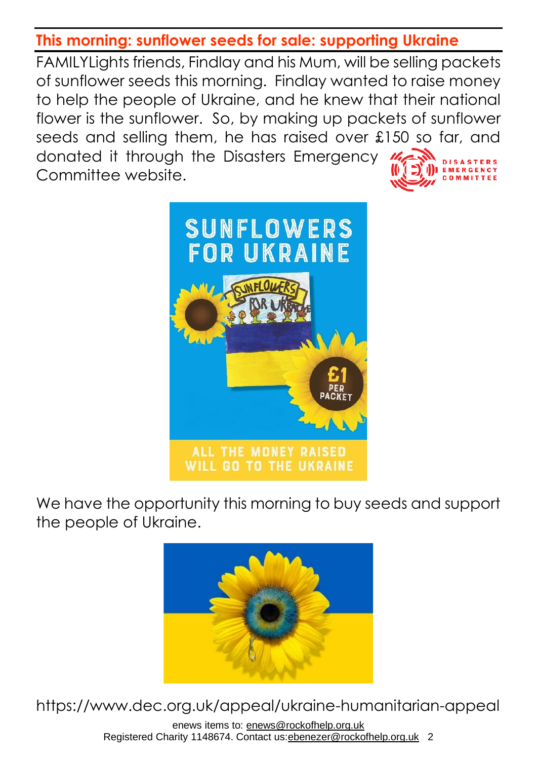## This morning: sunflower seeds for sale: supporting Ukraine

FAMILYLights friends, Findlay and his Mum, will be selling packets of sunflower seeds this morning. Findlay wanted to raise money to help the people of Ukraine, and he knew that their national flower is the sunflower. So, by making up packets of sunflower seeds and selling them, he has raised over £150 so far, and donated it through the Disasters Emergency Committee website.

We have the opportunity this morning to buy seeds and support the people of Ukraine.

https://www.dec.org.uk/appeal/ukraine-humanitarian-appeal

enews items to: enews@rockofhelp.org.uk
Registered Charity 1148674. Contact us: ebenezer@rockofhelp.org.uk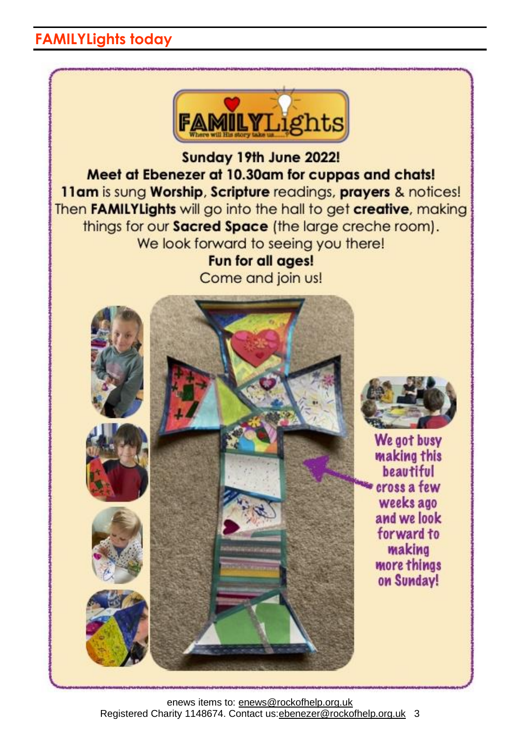## FAMILYLights today

FAMILYLights
Where will His story take us......?

**Sunday 19th June 2022!**

**Meet at Ebenezer at 10.30am for cuppas and chats!**

**11am** is sung **Worship**, **Scripture** readings, **prayers** & notices!
Then **FAMILYLights** will go into the hall to get **creative**, making things for our **Sacred Space** (the large creche room).
We look forward to seeing you there!

**Fun for all ages!**

Come and join us!

We got busy making this beautiful cross a few weeks ago and we look forward to making more things on Sunday!

enews items to: enews@rockofhelp.org.uk
Registered Charity 1148674. Contact us: ebenezer@rockofhelp.org.uk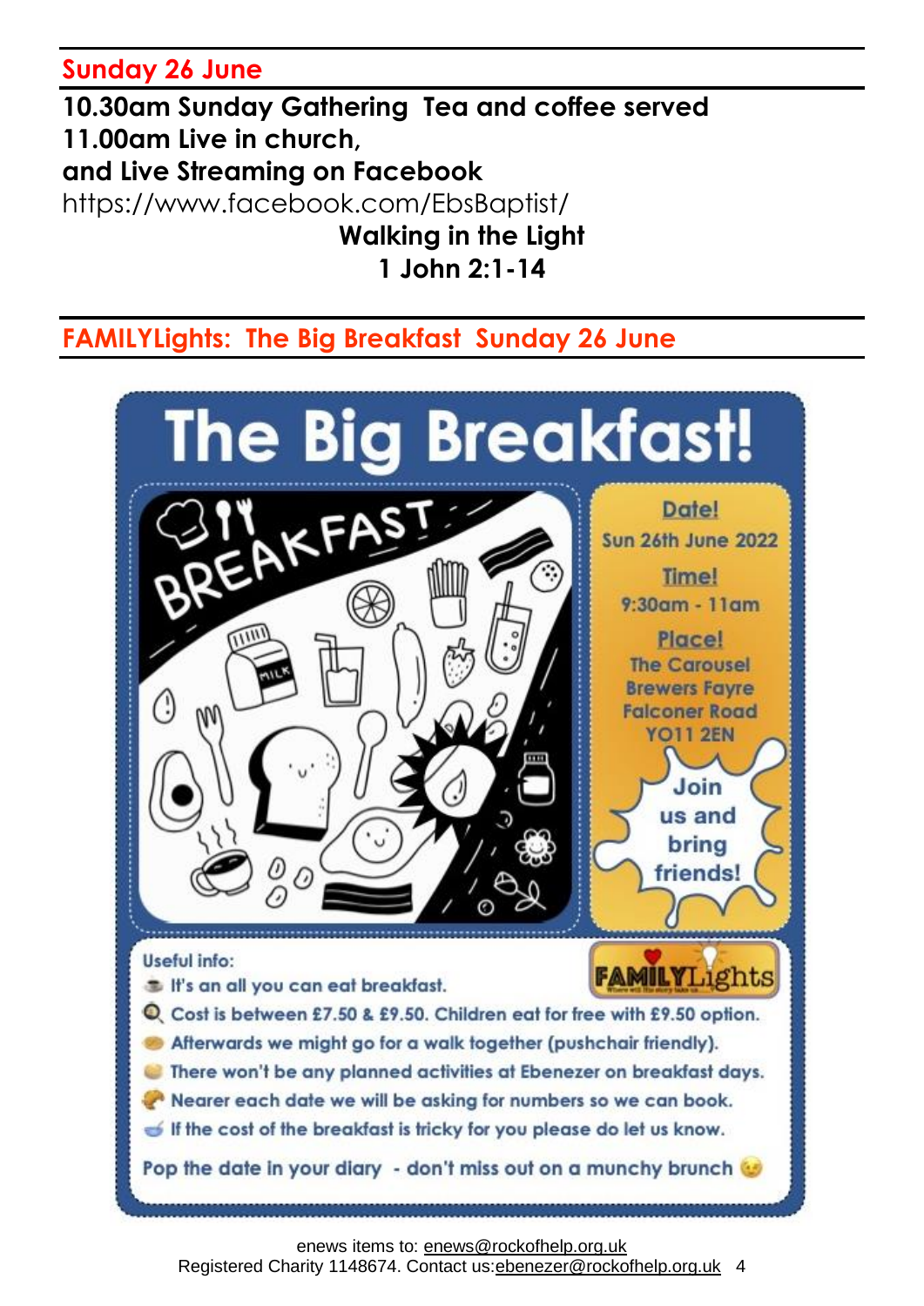## Sunday 26 June

**10.30am Sunday Gathering  Tea and coffee served**
**11.00am Live in church,**
**and Live Streaming on Facebook**
https://www.facebook.com/EbsBaptist/

**Walking in the Light**
**1 John 2:1-14**

## FAMILYLights:  The Big Breakfast  Sunday 26 June

# The Big Breakfast!

**Date!**
Sun 26th June 2022

**Time!**
9:30am - 11am

**Place!**
The Carousel
Brewers Fayre
Falconer Road
YO11 2EN

Join us and bring friends!

Useful info:

- It's an all you can eat breakfast.
- Cost is between £7.50 & £9.50. Children eat for free with £9.50 option.
- Afterwards we might go for a walk together (pushchair friendly).
- There won't be any planned activities at Ebenezer on breakfast days.
- Nearer each date we will be asking for numbers so we can book.
- If the cost of the breakfast is tricky for you please do let us know.

Pop the date in your diary - don't miss out on a munchy brunch 😉

enews items to: enews@rockofhelp.org.uk
Registered Charity 1148674. Contact us:ebenezer@rockofhelp.org.uk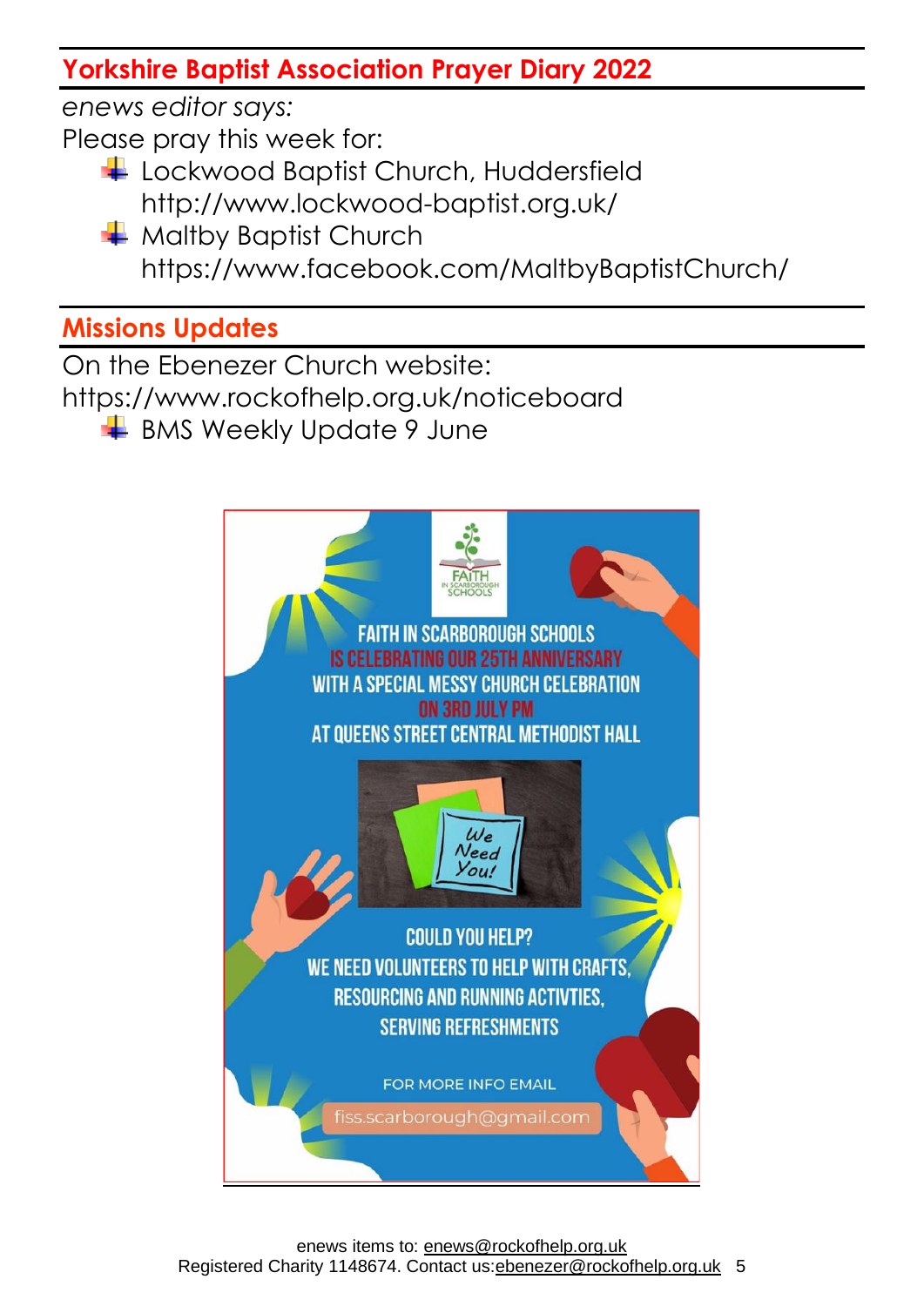## Yorkshire Baptist Association Prayer Diary 2022

*enews editor says:*

Please pray this week for:

- Lockwood Baptist Church, Huddersfield http://www.lockwood-baptist.org.uk/
- Maltby Baptist Church https://www.facebook.com/MaltbyBaptistChurch/

## Missions Updates

On the Ebenezer Church website: https://www.rockofhelp.org.uk/noticeboard

- BMS Weekly Update 9 June

FAITH IN SCARBOROUGH SCHOOLS

FAITH IN SCARBOROUGH SCHOOLS IS CELEBRATING OUR 25TH ANNIVERSARY WITH A SPECIAL MESSY CHURCH CELEBRATION ON 3RD JULY PM AT QUEENS STREET CENTRAL METHODIST HALL

We Need You!

COULD YOU HELP?

WE NEED VOLUNTEERS TO HELP WITH CRAFTS, RESOURCING AND RUNNING ACTIVTIES, SERVING REFRESHMENTS

FOR MORE INFO EMAIL

fiss.scarborough@gmail.com

enews items to: enews@rockofhelp.org.uk
Registered Charity 1148674. Contact us:ebenezer@rockofhelp.org.uk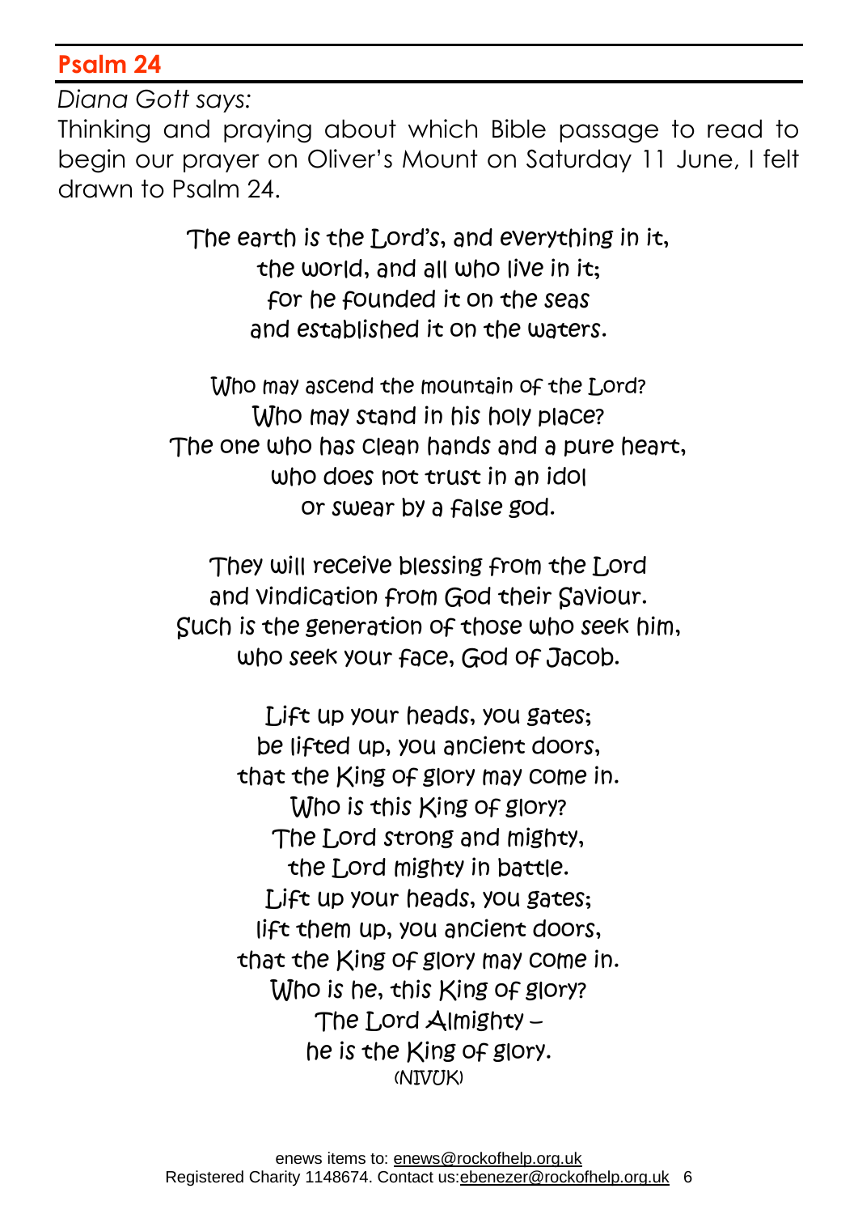## Psalm 24

*Diana Gott says:*

Thinking and praying about which Bible passage to read to begin our prayer on Oliver's Mount on Saturday 11 June, I felt drawn to Psalm 24.

The earth is the Lord's, and everything in it,  
the world, and all who live in it;  
for he founded it on the seas  
and established it on the waters.

Who may ascend the mountain of the Lord?  
Who may stand in his holy place?  
The one who has clean hands and a pure heart,  
who does not trust in an idol  
or swear by a false god.

They will receive blessing from the Lord  
and vindication from God their Saviour.  
Such is the generation of those who seek him,  
who seek your face, God of Jacob.

Lift up your heads, you gates;  
be lifted up, you ancient doors,  
that the King of glory may come in.  
Who is this King of glory?  
The Lord strong and mighty,  
the Lord mighty in battle.  
Lift up your heads, you gates;  
lift them up, you ancient doors,  
that the King of glory may come in.  
Who is he, this King of glory?  
The Lord Almighty –  
he is the King of glory.  
(NIVUK)

enews items to: enews@rockofhelp.org.uk  
Registered Charity 1148674. Contact us: ebenezer@rockofhelp.org.uk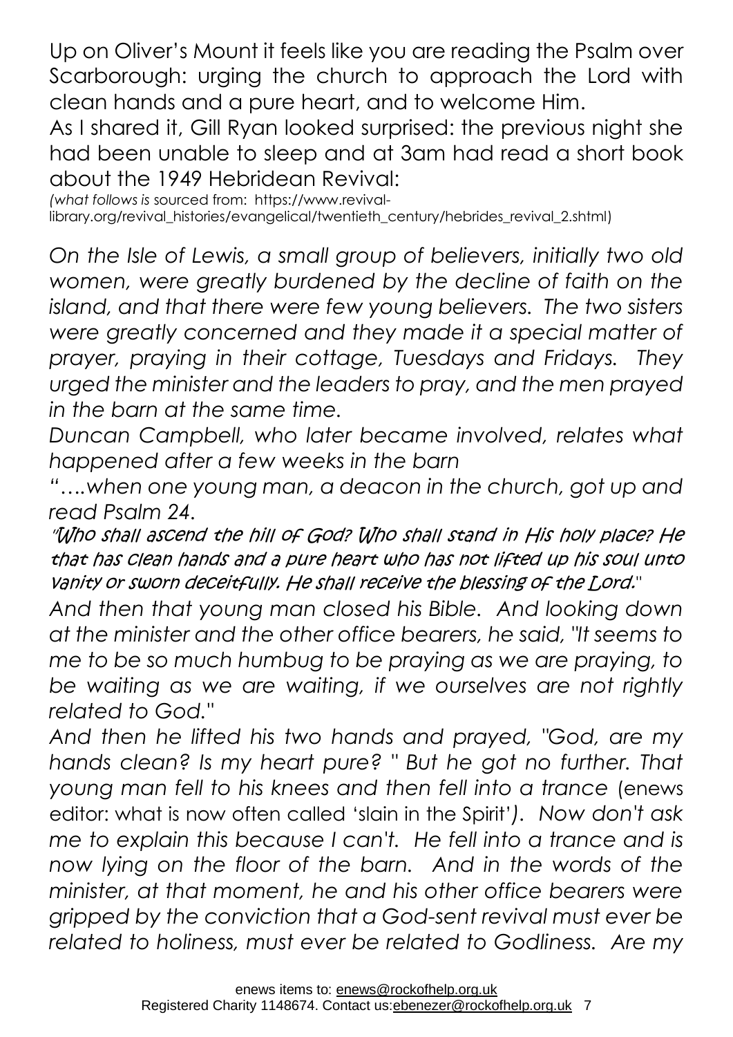Up on Oliver's Mount it feels like you are reading the Psalm over Scarborough: urging the church to approach the Lord with clean hands and a pure heart, and to welcome Him.

As I shared it, Gill Ryan looked surprised: the previous night she had been unable to sleep and at 3am had read a short book about the 1949 Hebridean Revival:

*(what follows is* sourced from: https://www.revival-library.org/revival_histories/evangelical/twentieth_century/hebrides_revival_2.shtml)

*On the Isle of Lewis, a small group of believers, initially two old women, were greatly burdened by the decline of faith on the island, and that there were few young believers. The two sisters were greatly concerned and they made it a special matter of prayer, praying in their cottage, Tuesdays and Fridays. They urged the minister and the leaders to pray, and the men prayed in the barn at the same time.*

*Duncan Campbell, who later became involved, relates what happened after a few weeks in the barn*

*"….when one young man, a deacon in the church, got up and read Psalm 24.*

*"Who shall ascend the hill of God? Who shall stand in His holy place? He that has clean hands and a pure heart who has not lifted up his soul unto vanity or sworn deceitfully. He shall receive the blessing of the Lord."*

*And then that young man closed his Bible. And looking down at the minister and the other office bearers, he said, "It seems to me to be so much humbug to be praying as we are praying, to be waiting as we are waiting, if we ourselves are not rightly related to God."*

*And then he lifted his two hands and prayed, "God, are my hands clean? Is my heart pure? " But he got no further. That young man fell to his knees and then fell into a trance* (enews editor: what is now often called 'slain in the Spirit'*). Now don't ask me to explain this because I can't. He fell into a trance and is now lying on the floor of the barn. And in the words of the minister, at that moment, he and his other office bearers were gripped by the conviction that a God-sent revival must ever be related to holiness, must ever be related to Godliness. Are my*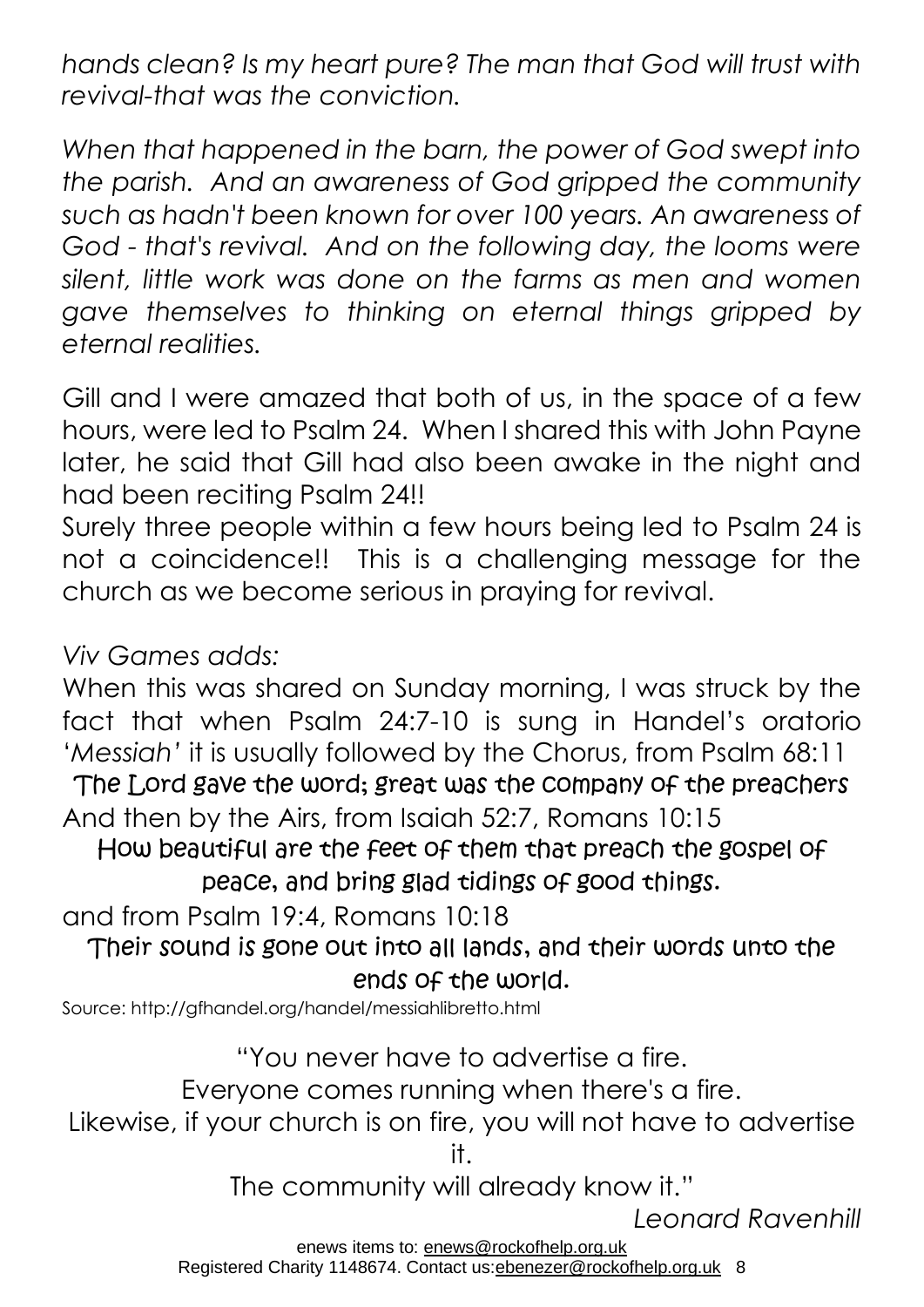*hands clean? Is my heart pure? The man that God will trust with revival-that was the conviction.*

*When that happened in the barn, the power of God swept into the parish. And an awareness of God gripped the community such as hadn't been known for over 100 years. An awareness of God - that's revival. And on the following day, the looms were silent, little work was done on the farms as men and women gave themselves to thinking on eternal things gripped by eternal realities.*

Gill and I were amazed that both of us, in the space of a few hours, were led to Psalm 24. When I shared this with John Payne later, he said that Gill had also been awake in the night and had been reciting Psalm 24!!

Surely three people within a few hours being led to Psalm 24 is not a coincidence!! This is a challenging message for the church as we become serious in praying for revival.

*Viv Games adds:*

When this was shared on Sunday morning, I was struck by the fact that when Psalm 24:7-10 is sung in Handel's oratorio '*Messiah*' it is usually followed by the Chorus, from Psalm 68:11

The Lord gave the word; great was the company of the preachers

And then by the Airs, from Isaiah 52:7, Romans 10:15

How beautiful are the feet of them that preach the gospel of peace, and bring glad tidings of good things.

and from Psalm 19:4, Romans 10:18

Their sound is gone out into all lands, and their words unto the ends of the world.

Source: http://gfhandel.org/handel/messiahlibretto.html

"You never have to advertise a fire.
Everyone comes running when there's a fire.
Likewise, if your church is on fire, you will not have to advertise it.
The community will already know it."

*Leonard Ravenhill*

enews items to: enews@rockofhelp.org.uk
Registered Charity 1148674. Contact us: ebenezer@rockofhelp.org.uk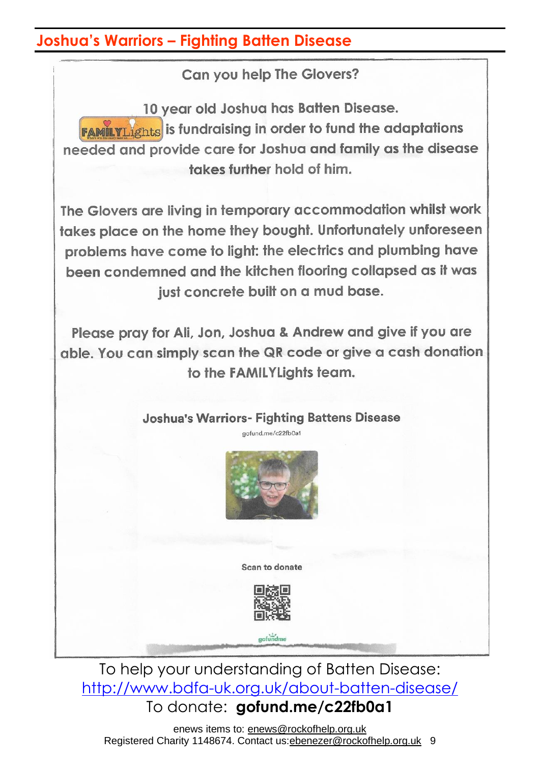## Joshua's Warriors – Fighting Batten Disease

Can you help The Glovers?

10 year old Joshua has Batten Disease.

FAMILYLights is fundraising in order to fund the adaptations needed and provide care for Joshua and family as the disease takes further hold of him.

The Glovers are living in temporary accommodation whilst work takes place on the home they bought. Unfortunately unforeseen problems have come to light: the electrics and plumbing have been condemned and the kitchen flooring collapsed as it was just concrete built on a mud base.

Please pray for Ali, Jon, Joshua & Andrew and give if you are able. You can simply scan the QR code or give a cash donation to the FAMILYLights team.

**Joshua's Warriors- Fighting Battens Disease**

gofund.me/c22fb0a1

Scan to donate

gofundme

To help your understanding of Batten Disease: http://www.bdfa-uk.org.uk/about-batten-disease/

To donate: **gofund.me/c22fb0a1**

enews items to: enews@rockofhelp.org.uk

Registered Charity 1148674. Contact us:ebenezer@rockofhelp.org.uk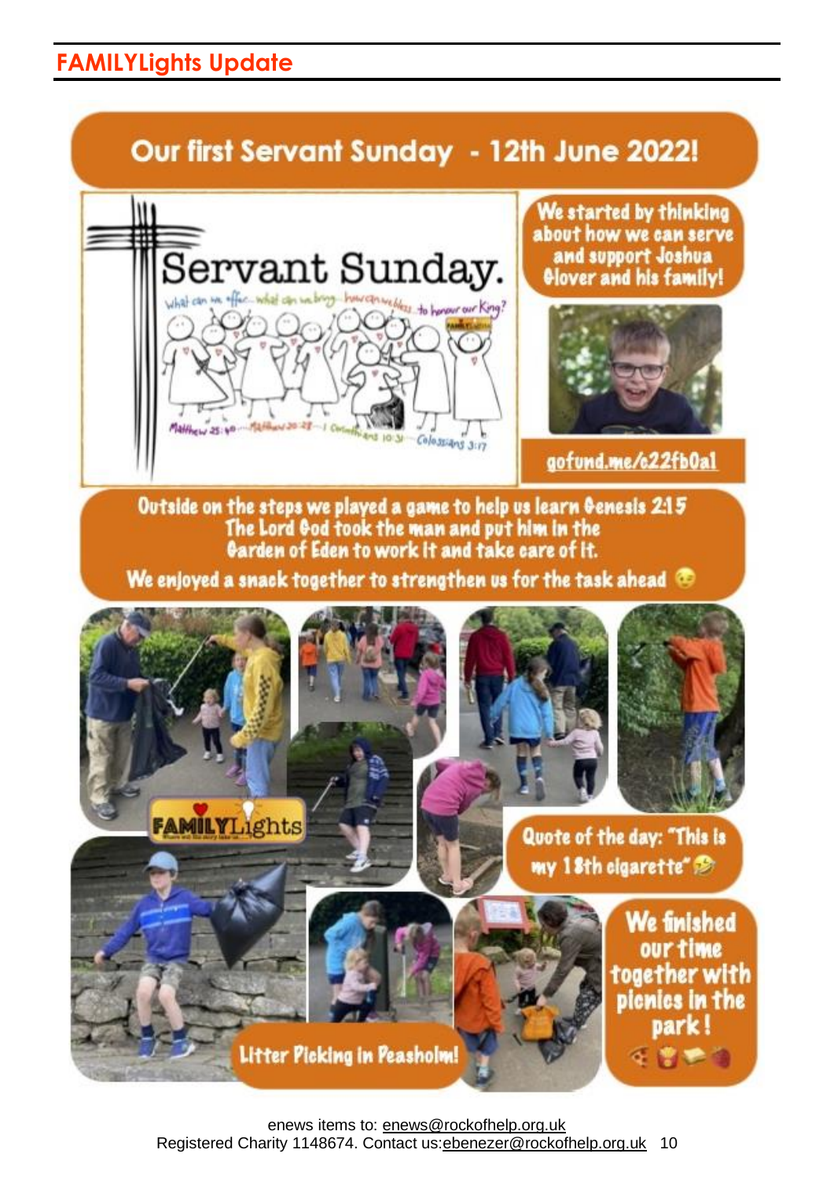## FAMILYLights Update

# Our first Servant Sunday - 12th June 2022!

Servant Sunday.

What can we offer... what can we bring... how can we bless... to honour our King?

Matthew 25:40 — Matthew 20:28 — 1 Corinthians 10:31 — Colossians 3:17

We started by thinking about how we can serve and support Joshua Glover and his family!

gofund.me/c22fb0a1

Outside on the steps we played a game to help us learn Genesis 2:15
The Lord God took the man and put him in the Garden of Eden to work it and take care of it.

We enjoyed a snack together to strengthen us for the task ahead 😉

FAMILYLights

Quote of the day: "This is my 18th cigarette" 🤣

We finished our time together with picnics in the park!

Litter Picking in Peasholm!

enews items to: enews@rockofhelp.org.uk
Registered Charity 1148674. Contact us: ebenezer@rockofhelp.org.uk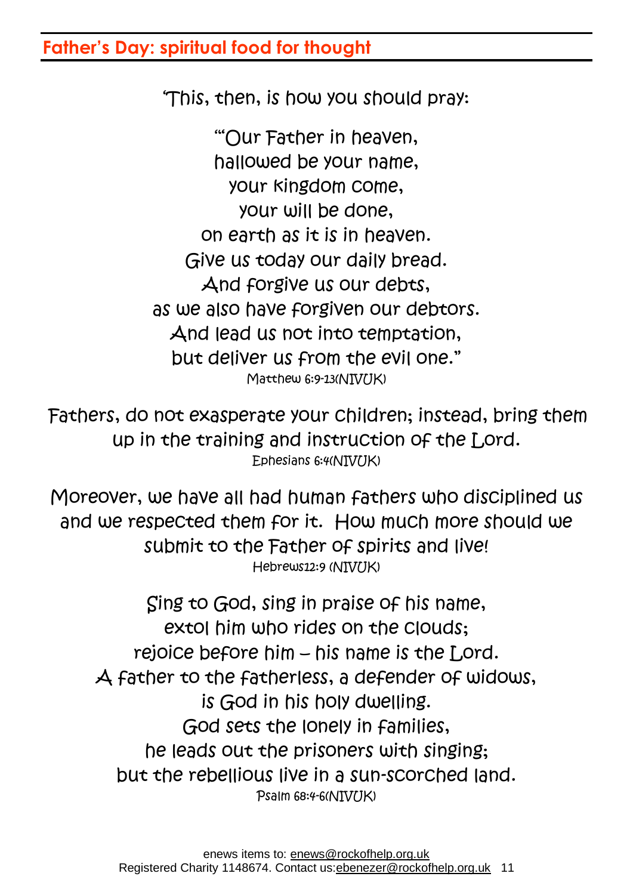## Father's Day: spiritual food for thought

'This, then, is how you should pray:

'"Our Father in heaven,
hallowed be your name,
your kingdom come,
your will be done,
on earth as it is in heaven.
Give us today our daily bread.
And forgive us our debts,
as we also have forgiven our debtors.
And lead us not into temptation,
but deliver us from the evil one."

Matthew 6:9-13(NIVUK)

Fathers, do not exasperate your children; instead, bring them up in the training and instruction of the Lord.

Ephesians 6:4(NIVUK)

Moreover, we have all had human fathers who disciplined us and we respected them for it. How much more should we submit to the Father of spirits and live!

Hebrews12:9 (NIVUK)

Sing to God, sing in praise of his name,
extol him who rides on the clouds;
rejoice before him – his name is the Lord.
A father to the fatherless, a defender of widows,
is God in his holy dwelling.
God sets the lonely in families,
he leads out the prisoners with singing;
but the rebellious live in a sun-scorched land.

Psalm 68:4-6(NIVUK)

enews items to: enews@rockofhelp.org.uk
Registered Charity 1148674. Contact us:ebenezer@rockofhelp.org.uk